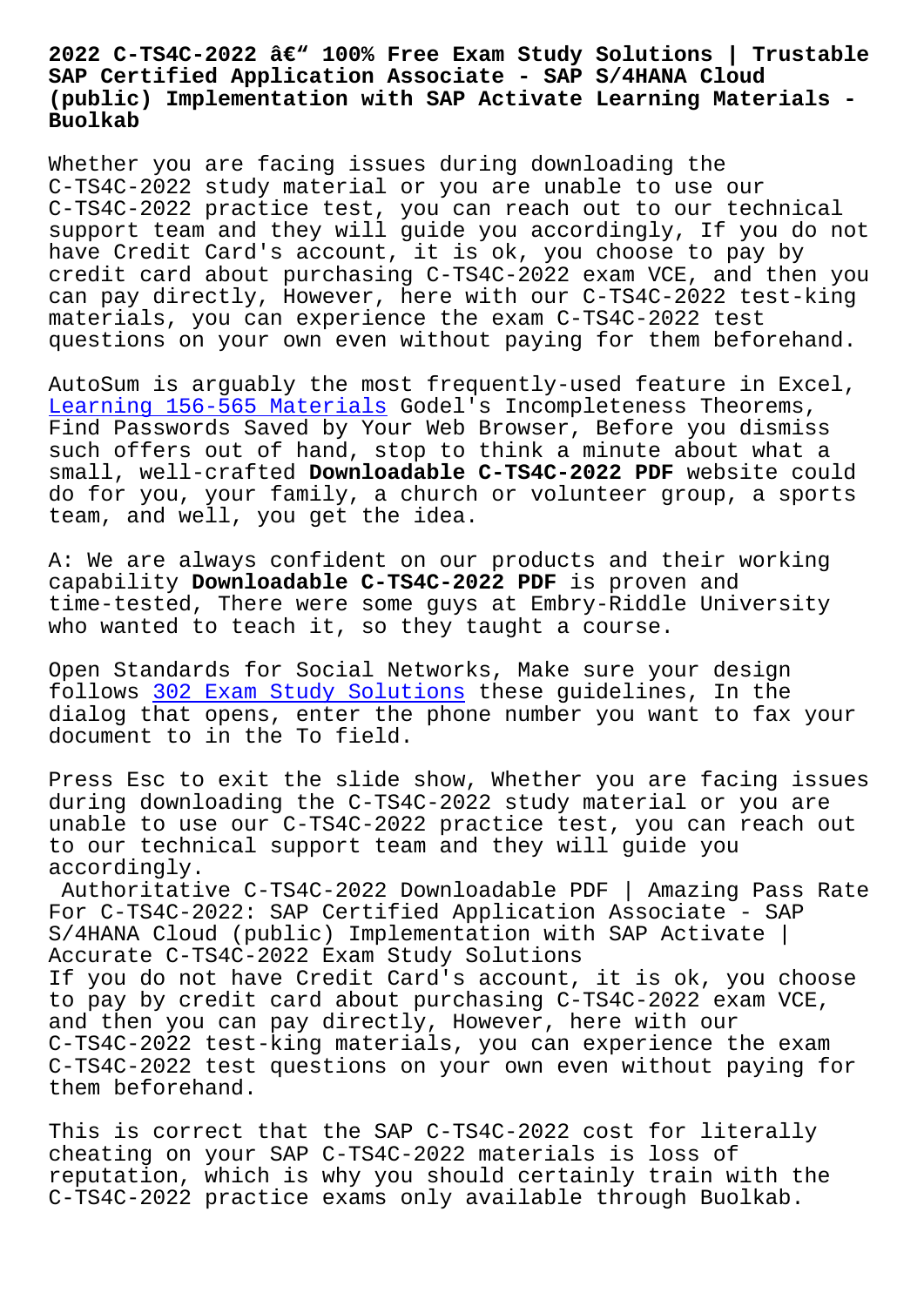# 2022 C-TS4C-2022 â€" 100% Free Exam Study Solutions | Trustable SAP Certified Application Associate - SAP S/4HANA Cloud (public) Implementation with SAP Activate Learning Materials - Buolkab

Whether you are facing issues during downloading the C-TS4C-2022 study material or you are unable to use our C-TS4C-2022 practice test, you can reach out to our technical support team and they will guide you accordingly, If you do not have Credit Card's account, it is ok, you choose to pay by credit card about purchasing C-TS4C-2022 exam VCE, and then you can pay directly, However, here with our C-TS4C-2022 test-king materials, you can experience the exam C-TS4C-2022 test questions on your own even without paying for them beforehand.

AutoSum is arguably the most frequently-used feature in Excel, Learning 156-565 Materials Godel's Incompleteness Theorems, Find Passwords Saved by Your Web Browser, Before you dismiss such offers out of hand, stop to think a minute about what a small, well-crafted **Downloadable C-TS4C-2022 PDF** website could do for you, your family, a church or volunteer group, a sports team, and well, you get the idea.

A: We are always confident on our products and their working capability **Downloadable C-TS4C-2022 PDF** is proven and time-tested, There were some guys at Embry-Riddle University who wanted to teach it, so they taught a course.

Open Standards for Social Networks, Make sure your design follows 302 Exam Study Solutions these guidelines, In the dialog that opens, enter the phone number you want to fax your document to in the To field.

Press Esc to exit the slide show, Whether you are facing issues during downloading the C-TS4C-2022 study material or you are unable to use our C-TS4C-2022 practice test, you can reach out to our technical support team and they will guide you accordingly.

Authoritative C-TS4C-2022 Downloadable PDF | Amazing Pass Rate For C-TS4C-2022: SAP Certified Application Associate - SAP S/4HANA Cloud (public) Implementation with SAP Activate | Accurate C-TS4C-2022 Exam Study Solutions

If you do not have Credit Card's account, it is ok, you choose to pay by credit card about purchasing C-TS4C-2022 exam VCE, and then you can pay directly, However, here with our C-TS4C-2022 test-king materials, you can experience the exam C-TS4C-2022 test questions on your own even without paying for them beforehand.

This is correct that the SAP C-TS4C-2022 cost for literally cheating on your SAP C-TS4C-2022 materials is loss of reputation, which is why you should certainly train with the C-TS4C-2022 practice exams only available through Buolkab.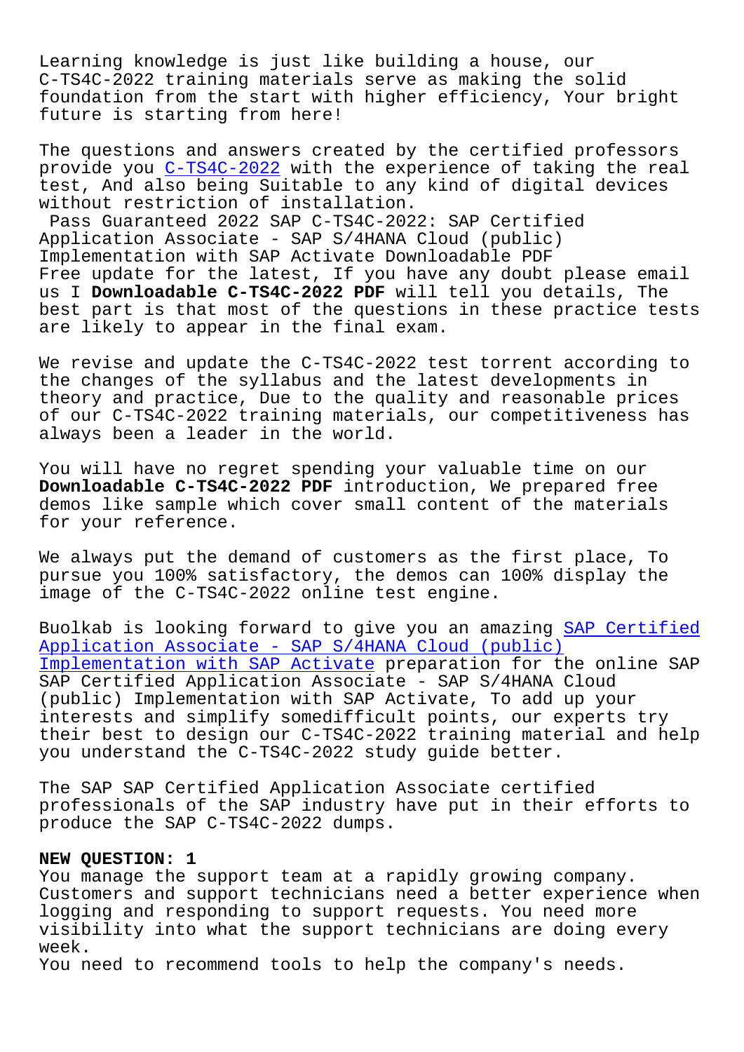Learning knowledge is just like building a house, our C-TS4C-2022 training materials serve as making the solid foundation from the start with higher efficiency, Your bright future is starting from here!

The questions and answers created by the certified professors provide you C-TS4C-2022 with the experience of taking the real test, And also being Suitable to any kind of digital devices without restriction of installation.

Pass Guaranteed 2022 SAP C-TS4C-2022: SAP Certified Application Associate - SAP S/4HANA Cloud (public) Implementation with SAP Activate Downloadable PDF
Free update for the latest, If you have any doubt please email us I **Downloadable C-TS4C-2022 PDF** will tell you details, The best part is that most of the questions in these practice tests are likely to appear in the final exam.

We revise and update the C-TS4C-2022 test torrent according to the changes of the syllabus and the latest developments in theory and practice, Due to the quality and reasonable prices of our C-TS4C-2022 training materials, our competitiveness has always been a leader in the world.

You will have no regret spending your valuable time on our **Downloadable C-TS4C-2022 PDF** introduction, We prepared free demos like sample which cover small content of the materials for your reference.

We always put the demand of customers as the first place, To pursue you 100% satisfactory, the demos can 100% display the image of the C-TS4C-2022 online test engine.

Buolkab is looking forward to give you an amazing SAP Certified Application Associate - SAP S/4HANA Cloud (public) Implementation with SAP Activate preparation for the online SAP SAP Certified Application Associate - SAP S/4HANA Cloud (public) Implementation with SAP Activate, To add up your interests and simplify somedifficult points, our experts try their best to design our C-TS4C-2022 training material and help you understand the C-TS4C-2022 study guide better.

The SAP SAP Certified Application Associate certified professionals of the SAP industry have put in their efforts to produce the SAP C-TS4C-2022 dumps.

**NEW QUESTION: 1**
You manage the support team at a rapidly growing company. Customers and support technicians need a better experience when logging and responding to support requests. You need more visibility into what the support technicians are doing every week.
You need to recommend tools to help the company's needs.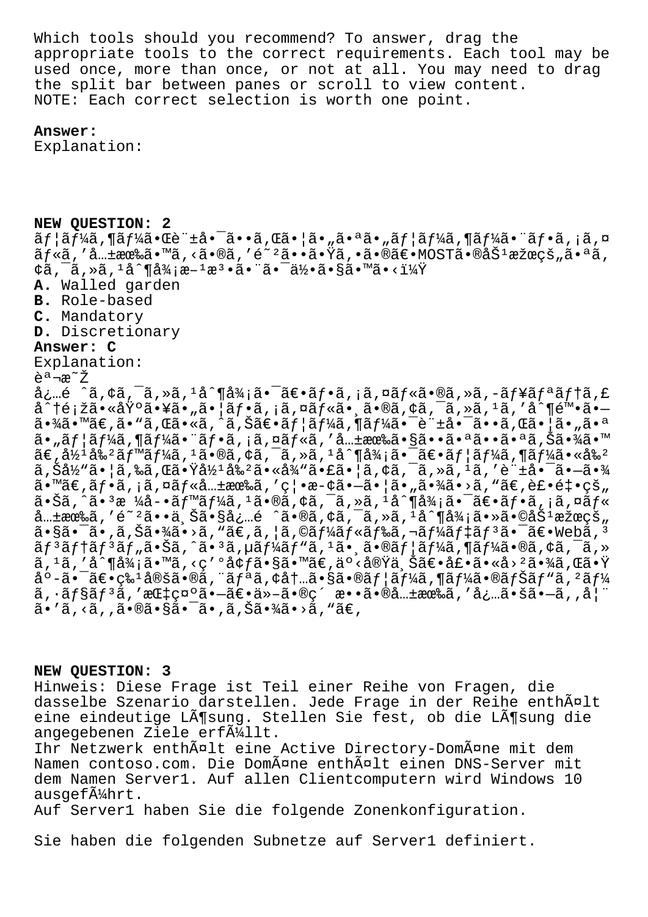Which tools should you recommend? To answer, drag the appropriate tools to the correct requirements. Each tool may be used once, more than once, or not at all. You may need to drag the split bar between panes or scroll to view content.
NOTE: Each correct selection is worth one point.

**Answer:**
Explanation:

**NEW QUESTION: 2**
ãƒ¦ãƒ¼ã‚¶ãƒ¼ã•Œè¨±å•¯ã••ã‚Œã•¦ã•„ã•ªã•„ãƒ¦ãƒ¼ã‚¶ãƒ¼ã•¨ãƒ•ã‚¡ã‚¤ãƒ«ã'å…±æœ‰ã•™ã‚‹ã•®ã'é˜²ã••ã•Ÿã‚•ã•®ã€•MOSTã•®åŠ¹æžœçš„ã•ªã‚¢ã‚¯ã‚»ã‚¹åˆ¶å¾¡æ–¹æ³•ã•¨ã•¯ä½•ã•§ã•™ã•‹ï¼Ÿ
**A.** Walled garden
**B.** Role-based
**C.** Mandatory
**D.** Discretionary
**Answer: C**
Explanation:
èª¬æ˜Ž
å¿…é ˆã‚¢ã‚¯ã‚»ã‚¹åˆ¶å¾¡ã•¯ã€•ãƒ•ã‚¡ã‚¤ãƒ«ã•®ã‚»ã‚­ãƒ¥ãƒªãƒ†ã‚£åˆ†é¡žã•«åŸºã•¥ã•„ã•¦ãƒ•ã‚¡ã‚¤ãƒ«ã•¸ã•®ã‚¢ã‚¯ã‚»ã‚¹ã'å^¶é™•ã•—ã•¾ã•™ã€‚ã•"ã‚Œã•«ã‚ˆã‚Šã€•ãƒ¦ãƒ¼ã‚¶ãƒ¼ã•¯è¨±å•¯ã••ã‚Œã•¦ã•„ã•ªã•„ãƒ¦ãƒ¼ã‚¶ãƒ¼ã•¨ãƒ•ã‚¡ã‚¤ãƒ«ã'å…±æœ‰ã•§ã••ã•ªã••ã•ªã‚Šã•¾ã•™ã€‚å½¹å‰²ãƒ™ãƒ¼ã‚¹ã•®ã‚¢ã‚¯ã‚»ã‚¹åˆ¶å¾¡ã•¯ã€•ãƒ¦ãƒ¼ã‚¶ãƒ¼ã•«å‰²ã‚Šå½"ã•¦ã‚‰ã‚Œã•Ÿå½¹å‰²ã•«å¾"ã•£ã•¦ã‚¢ã‚¯ã‚»ã‚¹ã'è¨±å•¯ã•—ã•¾ã•™ã€‚ãƒ•ã‚¡ã‚¤ãƒ«å…±æœ‰ã'ç¦•æ­¢ã•—ã•¦ã•„ã•¾ã•›ã'"ã€‚è£•é‡•çš„ã•Šã'ˆã•³æ ¼å­•ãƒ™ãƒ¼ã‚¹ã•®ã‚¢ã‚¯ã‚»ã‚¹åˆ¶å¾¡ã•¯ã€•ãƒ•ã‚¡ã‚¤ãƒ«å…±æœ‰ã'é˜²ã••ä¸Šã•§å¿…é ˆã•®ã‚¢ã‚¯ã‚»ã‚¹åˆ¶å¾¡ã•»ã•©åŠ¹æžœçš„ã•§ã•¯ã•‚ã‚Šã•¾ã•›ã'"ã€‚ã‚¦ã‚©ãƒ¼ãƒ«ãƒ‰ã‚¬ãƒ¼ãƒ‡ãƒ³ã•¯ã€•Webã‚³ãƒ³ãƒ†ãƒ³ãƒ„ã•Šã'ˆã•³ã'µãƒ¼ãƒ"ã'¹ã•¸ã•®ãƒ¦ãƒ¼ã'¶ãƒ¼ã•®ã'¢ã'¯ã'»ã'¹ã'’å^¶å¾¡ã•™ã'‹ç'°å¢ƒã•§ã•™ã€'ä°‹å®Ÿä¸Šã€•å£•ã•«å›²ã•¾ã'Œã•Ÿåº-ã•¯ã€•ç‰¹å®šã•®ã'¨ãƒªã'¢å†…ã•§ã•®ãƒ¦ãƒ¼ã'¶ãƒ¼ã•®ãƒŠãƒ"ã'²ãƒ¼ã'·ãƒ§ãƒ³ã'’æŒ‡ç¤ºã•—ã€•ä»–ã•®ç´ æ••ã•®å…±æœ‰ã'’å¿…ã•šã•—ã'‚å¦¨ã•'ã'‹ã''ã•®ã•§ã•¯ã•'ã'Šã•¾ã•›ã'"ã€'

**NEW QUESTION: 3**
Hinweis: Diese Frage ist Teil einer Reihe von Fragen, die dasselbe Szenario darstellen. Jede Frage in der Reihe enthÃ¤lt eine eindeutige LÃ¶sung. Stellen Sie fest, ob die LÃ¶sung die angegebenen Ziele erfÃ¼llt.
Ihr Netzwerk enthÃ¤lt eine Active Directory-DomÃ¤ne mit dem Namen contoso.com. Die DomÃ¤ne enthÃ¤lt einen DNS-Server mit dem Namen Server1. Auf allen Clientcomputern wird Windows 10 ausgefÃ¼hrt.
Auf Server1 haben Sie die folgende Zonenkonfiguration.

Sie haben die folgenden Subnetze auf Server1 definiert.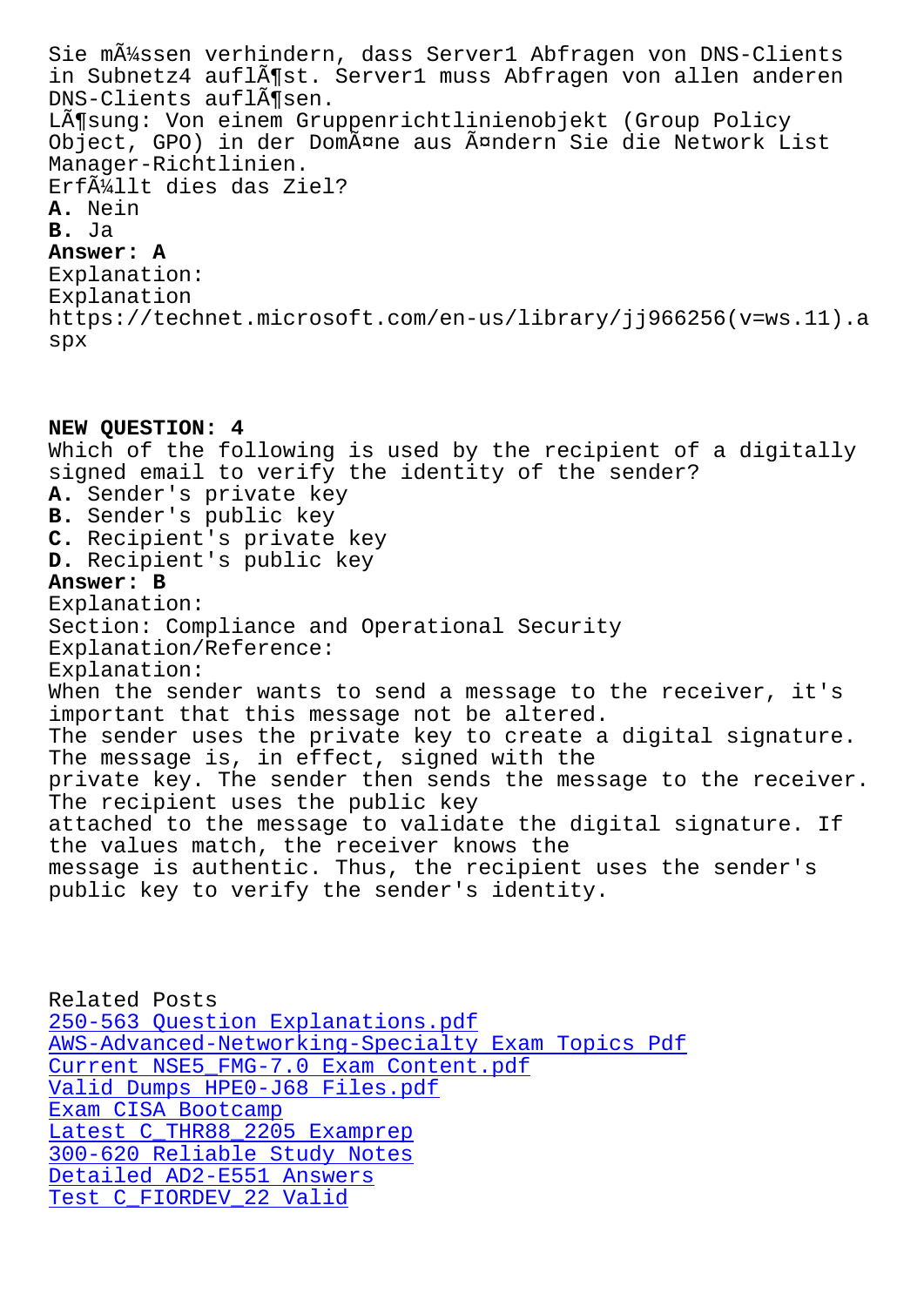Sie mÃ¼ssen verhindern, dass Server1 Abfragen von DNS-Clients in Subnetz4 auflÃ¶st. Server1 muss Abfragen von allen anderen DNS-Clients auflÃ¶sen.
LÃ¶sung: Von einem Gruppenrichtlinienobjekt (Group Policy Object, GPO) in der DomÃ¤ne aus Ã¤ndern Sie die Network List Manager-Richtlinien.
ErfÃ¼llt dies das Ziel?
**A.** Nein
**B.** Ja
**Answer: A**
Explanation:
Explanation
https://technet.microsoft.com/en-us/library/jj966256(v=ws.11).aspx

**NEW QUESTION: 4**
Which of the following is used by the recipient of a digitally signed email to verify the identity of the sender?
**A.** Sender's private key
**B.** Sender's public key
**C.** Recipient's private key
**D.** Recipient's public key
**Answer: B**
Explanation:
Section: Compliance and Operational Security
Explanation/Reference:
Explanation:
When the sender wants to send a message to the receiver, it's important that this message not be altered.
The sender uses the private key to create a digital signature. The message is, in effect, signed with the private key. The sender then sends the message to the receiver. The recipient uses the public key attached to the message to validate the digital signature. If the values match, the receiver knows the message is authentic. Thus, the recipient uses the sender's public key to verify the sender's identity.

Related Posts
250-563 Question Explanations.pdf
AWS-Advanced-Networking-Specialty Exam Topics Pdf
Current NSE5_FMG-7.0 Exam Content.pdf
Valid Dumps HPE0-J68 Files.pdf
Exam CISA Bootcamp
Latest C_THR88_2205 Examprep
300-620 Reliable Study Notes
Detailed AD2-E551 Answers
Test C_FIORDEV_22 Valid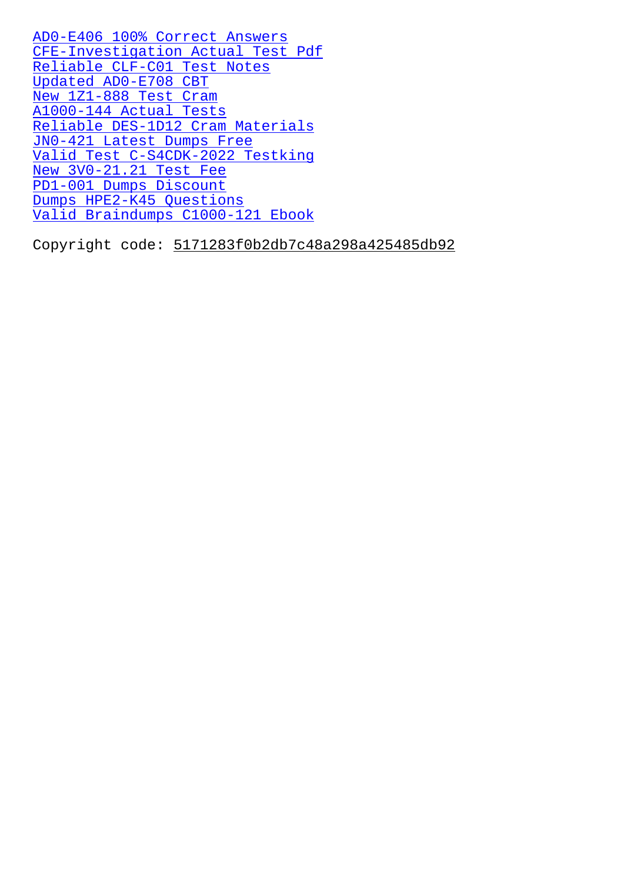AD0-E406 100% Correct Answers
CFE-Investigation Actual Test Pdf
Reliable CLF-C01 Test Notes
Updated AD0-E708 CBT
New 1Z1-888 Test Cram
A1000-144 Actual Tests
Reliable DES-1D12 Cram Materials
JN0-421 Latest Dumps Free
Valid Test C-S4CDK-2022 Testking
New 3V0-21.21 Test Fee
PD1-001 Dumps Discount
Dumps HPE2-K45 Questions
Valid Braindumps C1000-121 Ebook

Copyright code: 5171283f0b2db7c48a298a425485db92